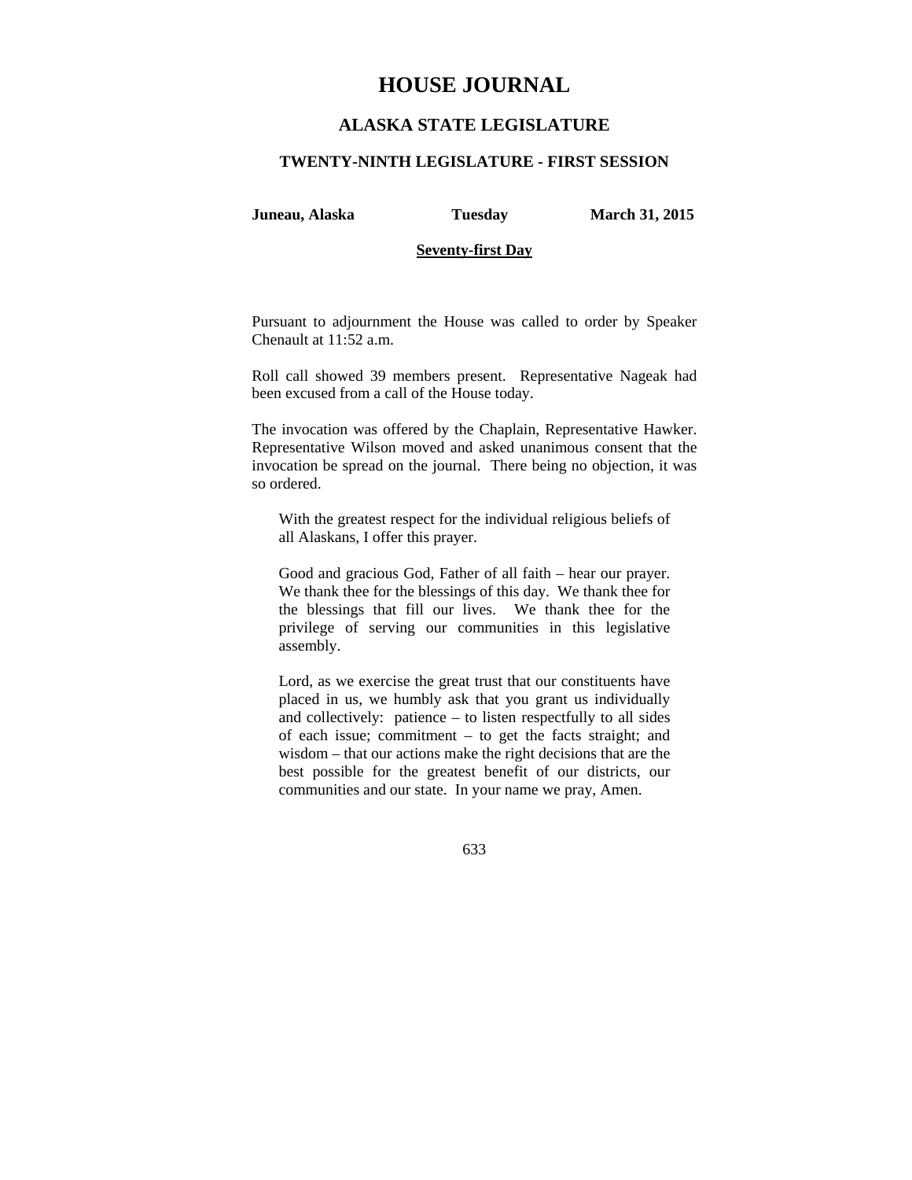# HOUSE JOURNAL

## ALASKA STATE LEGISLATURE

### TWENTY-NINTH LEGISLATURE - FIRST SESSION

**Juneau, Alaska** **Tuesday** **March 31, 2015**

**Seventy-first Day**

Pursuant to adjournment the House was called to order by Speaker Chenault at 11:52 a.m.

Roll call showed 39 members present. Representative Nageak had been excused from a call of the House today.

The invocation was offered by the Chaplain, Representative Hawker. Representative Wilson moved and asked unanimous consent that the invocation be spread on the journal. There being no objection, it was so ordered.

> With the greatest respect for the individual religious beliefs of all Alaskans, I offer this prayer.
>
> Good and gracious God, Father of all faith – hear our prayer. We thank thee for the blessings of this day. We thank thee for the blessings that fill our lives. We thank thee for the privilege of serving our communities in this legislative assembly.
>
> Lord, as we exercise the great trust that our constituents have placed in us, we humbly ask that you grant us individually and collectively: patience – to listen respectfully to all sides of each issue; commitment – to get the facts straight; and wisdom – that our actions make the right decisions that are the best possible for the greatest benefit of our districts, our communities and our state. In your name we pray, Amen.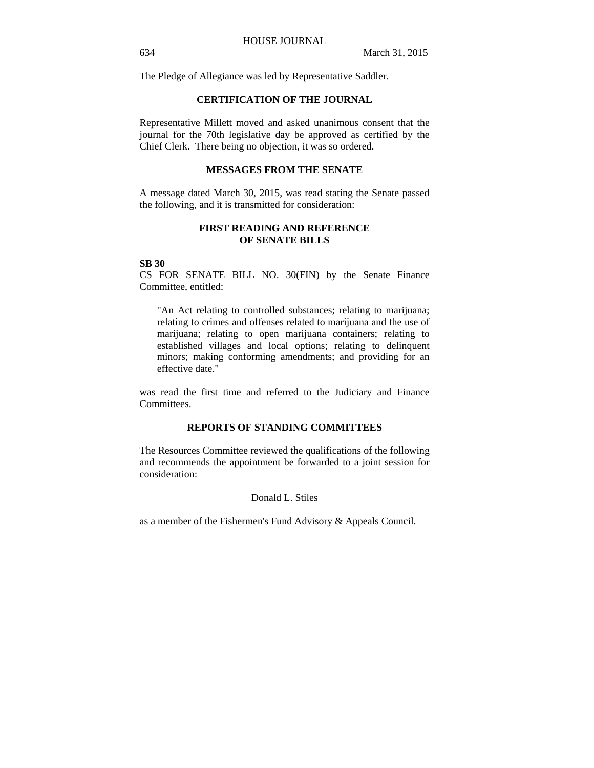The Pledge of Allegiance was led by Representative Saddler.

## CERTIFICATION OF THE JOURNAL

Representative Millett moved and asked unanimous consent that the journal for the 70th legislative day be approved as certified by the Chief Clerk. There being no objection, it was so ordered.

## MESSAGES FROM THE SENATE

A message dated March 30, 2015, was read stating the Senate passed the following, and it is transmitted for consideration:

## FIRST READING AND REFERENCE OF SENATE BILLS

**SB 30**
CS FOR SENATE BILL NO. 30(FIN) by the Senate Finance Committee, entitled:

> "An Act relating to controlled substances; relating to marijuana; relating to crimes and offenses related to marijuana and the use of marijuana; relating to open marijuana containers; relating to established villages and local options; relating to delinquent minors; making conforming amendments; and providing for an effective date."

was read the first time and referred to the Judiciary and Finance Committees.

## REPORTS OF STANDING COMMITTEES

The Resources Committee reviewed the qualifications of the following and recommends the appointment be forwarded to a joint session for consideration:

Donald L. Stiles

as a member of the Fishermen's Fund Advisory & Appeals Council.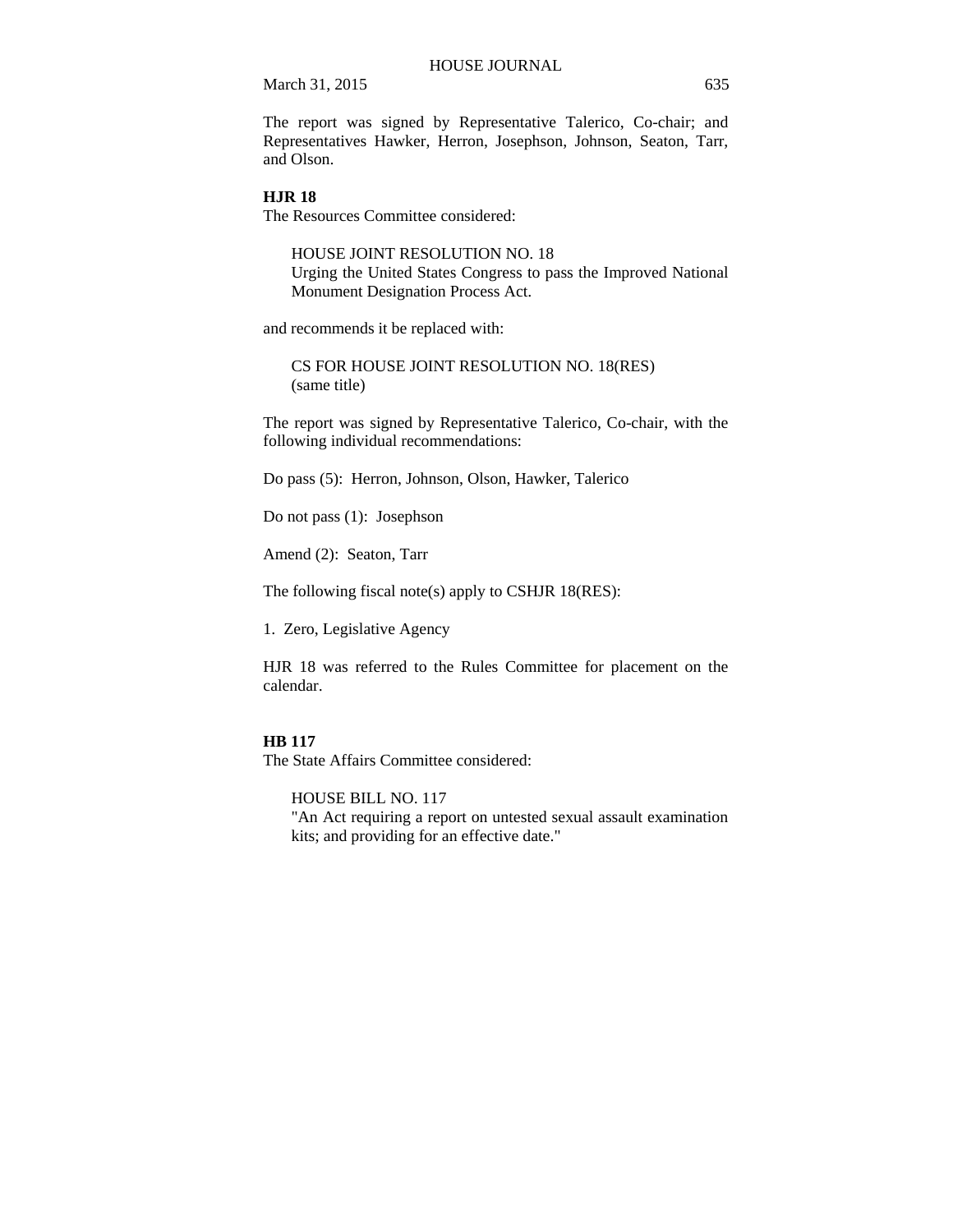The report was signed by Representative Talerico, Co-chair; and Representatives Hawker, Herron, Josephson, Johnson, Seaton, Tarr, and Olson.

**HJR 18**
The Resources Committee considered:

> HOUSE JOINT RESOLUTION NO. 18
> Urging the United States Congress to pass the Improved National Monument Designation Process Act.

and recommends it be replaced with:

> CS FOR HOUSE JOINT RESOLUTION NO. 18(RES)
> (same title)

The report was signed by Representative Talerico, Co-chair, with the following individual recommendations:

Do pass (5): Herron, Johnson, Olson, Hawker, Talerico

Do not pass (1): Josephson

Amend (2): Seaton, Tarr

The following fiscal note(s) apply to CSHJR 18(RES):

1. Zero, Legislative Agency

HJR 18 was referred to the Rules Committee for placement on the calendar.

**HB 117**
The State Affairs Committee considered:

> HOUSE BILL NO. 117
> "An Act requiring a report on untested sexual assault examination kits; and providing for an effective date."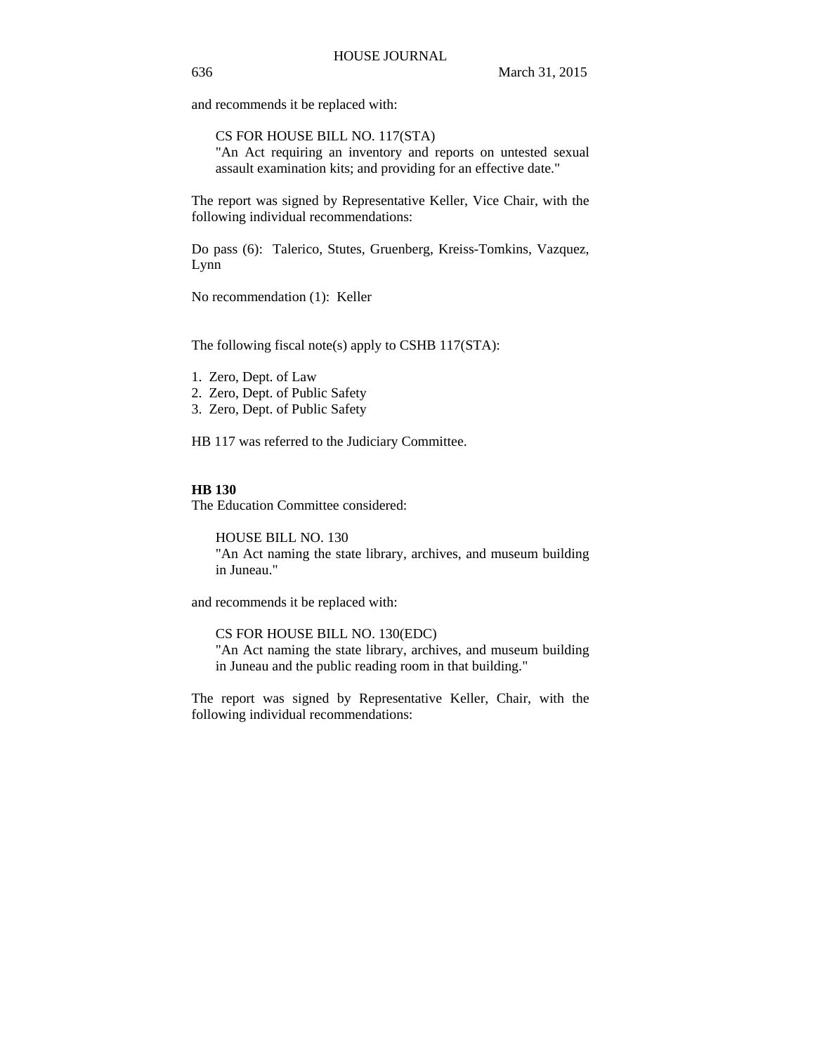and recommends it be replaced with:

> CS FOR HOUSE BILL NO. 117(STA)
> "An Act requiring an inventory and reports on untested sexual assault examination kits; and providing for an effective date."

The report was signed by Representative Keller, Vice Chair, with the following individual recommendations:

Do pass (6): Talerico, Stutes, Gruenberg, Kreiss-Tomkins, Vazquez, Lynn

No recommendation (1): Keller

The following fiscal note(s) apply to CSHB 117(STA):

1. Zero, Dept. of Law
2. Zero, Dept. of Public Safety
3. Zero, Dept. of Public Safety

HB 117 was referred to the Judiciary Committee.

**HB 130**

The Education Committee considered:

> HOUSE BILL NO. 130
> "An Act naming the state library, archives, and museum building in Juneau."

and recommends it be replaced with:

> CS FOR HOUSE BILL NO. 130(EDC)
> "An Act naming the state library, archives, and museum building in Juneau and the public reading room in that building."

The report was signed by Representative Keller, Chair, with the following individual recommendations: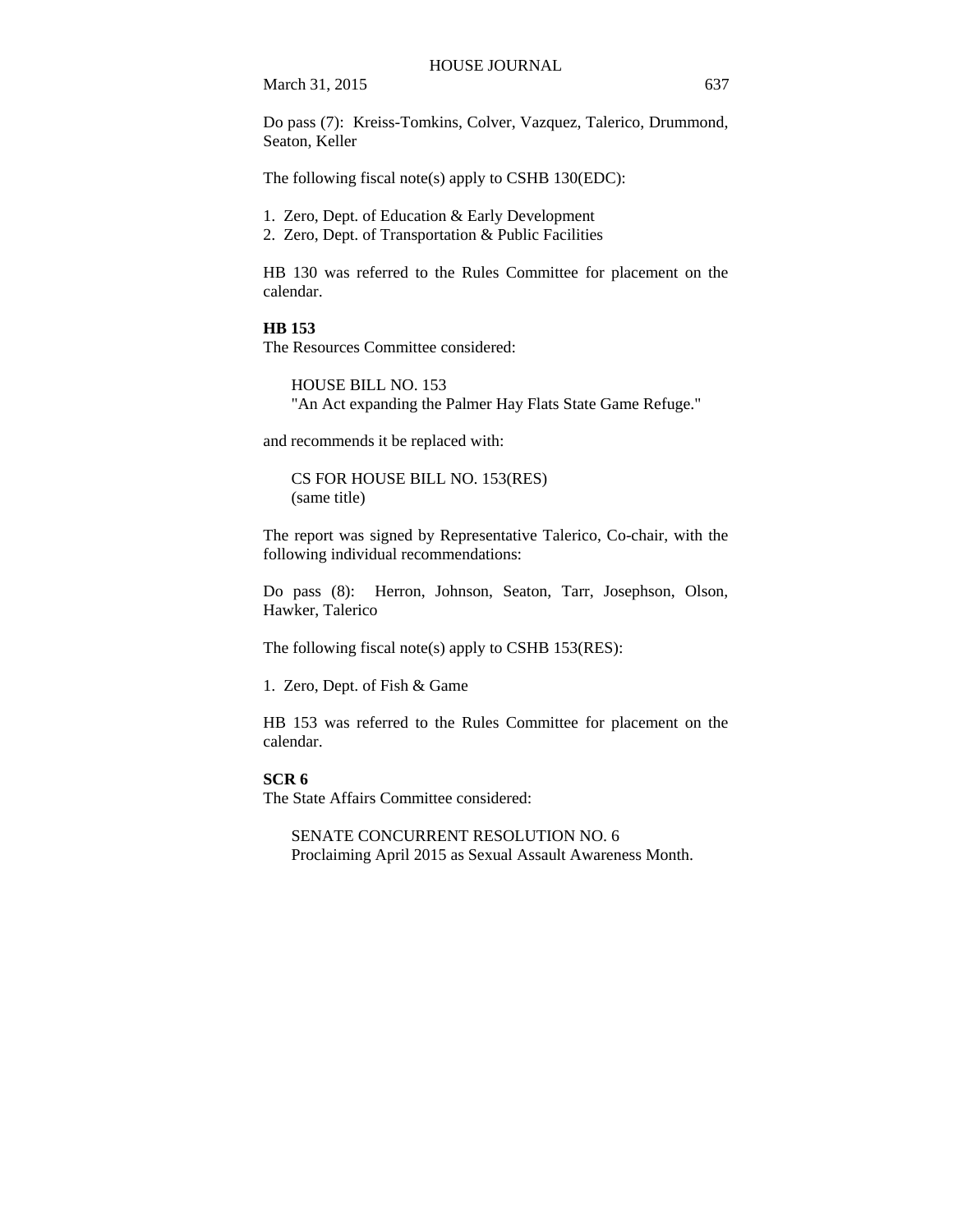Do pass (7): Kreiss-Tomkins, Colver, Vazquez, Talerico, Drummond, Seaton, Keller

The following fiscal note(s) apply to CSHB 130(EDC):

1. Zero, Dept. of Education & Early Development
2. Zero, Dept. of Transportation & Public Facilities

HB 130 was referred to the Rules Committee for placement on the calendar.

**HB 153**

The Resources Committee considered:

HOUSE BILL NO. 153
"An Act expanding the Palmer Hay Flats State Game Refuge."

and recommends it be replaced with:

CS FOR HOUSE BILL NO. 153(RES)
(same title)

The report was signed by Representative Talerico, Co-chair, with the following individual recommendations:

Do pass (8): Herron, Johnson, Seaton, Tarr, Josephson, Olson, Hawker, Talerico

The following fiscal note(s) apply to CSHB 153(RES):

1. Zero, Dept. of Fish & Game

HB 153 was referred to the Rules Committee for placement on the calendar.

**SCR 6**

The State Affairs Committee considered:

SENATE CONCURRENT RESOLUTION NO. 6
Proclaiming April 2015 as Sexual Assault Awareness Month.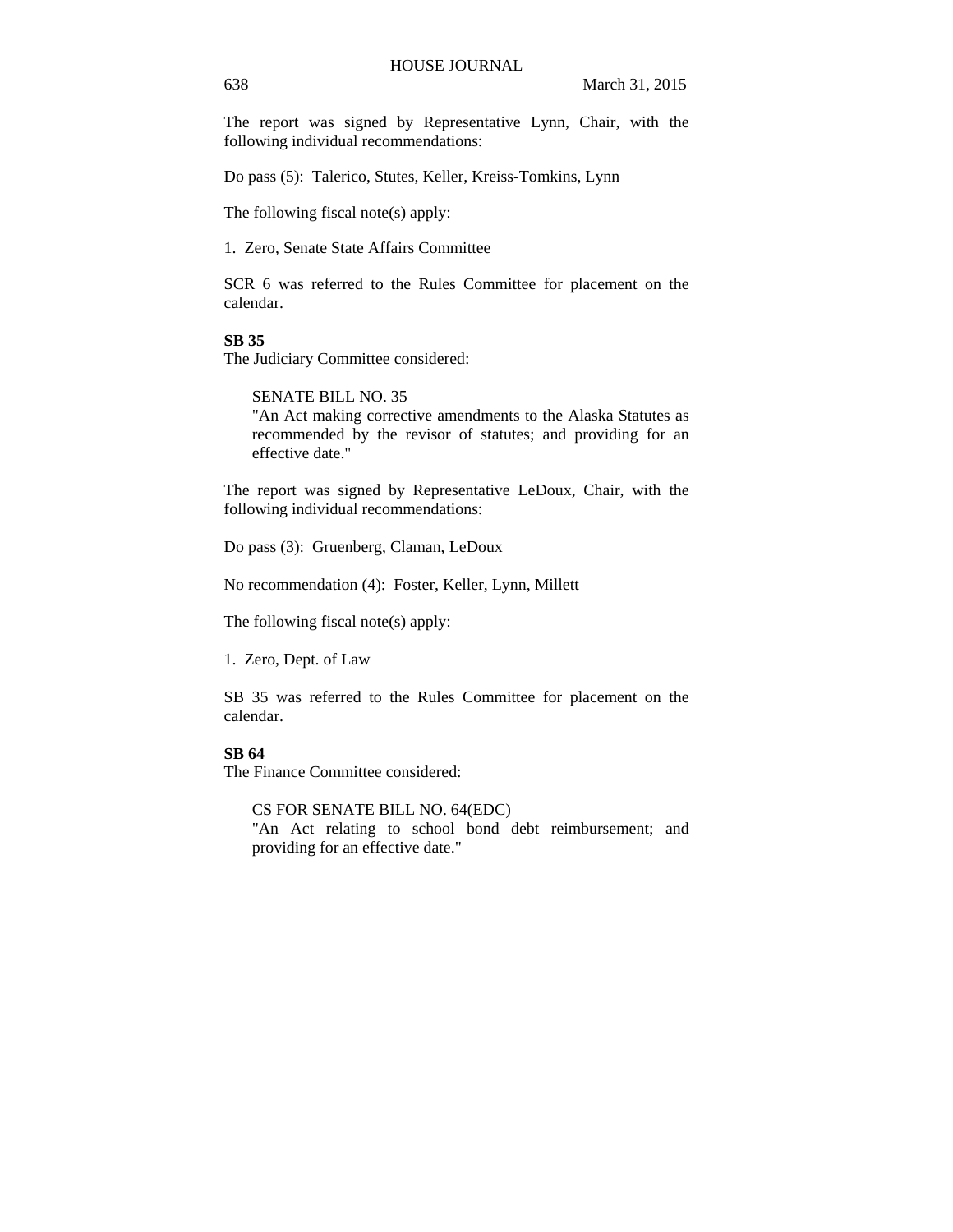The report was signed by Representative Lynn, Chair, with the following individual recommendations:

Do pass (5): Talerico, Stutes, Keller, Kreiss-Tomkins, Lynn

The following fiscal note(s) apply:

1. Zero, Senate State Affairs Committee

SCR 6 was referred to the Rules Committee for placement on the calendar.

**SB 35**

The Judiciary Committee considered:

> SENATE BILL NO. 35
> "An Act making corrective amendments to the Alaska Statutes as recommended by the revisor of statutes; and providing for an effective date."

The report was signed by Representative LeDoux, Chair, with the following individual recommendations:

Do pass (3): Gruenberg, Claman, LeDoux

No recommendation (4): Foster, Keller, Lynn, Millett

The following fiscal note(s) apply:

1. Zero, Dept. of Law

SB 35 was referred to the Rules Committee for placement on the calendar.

**SB 64**

The Finance Committee considered:

> CS FOR SENATE BILL NO. 64(EDC)
> "An Act relating to school bond debt reimbursement; and providing for an effective date."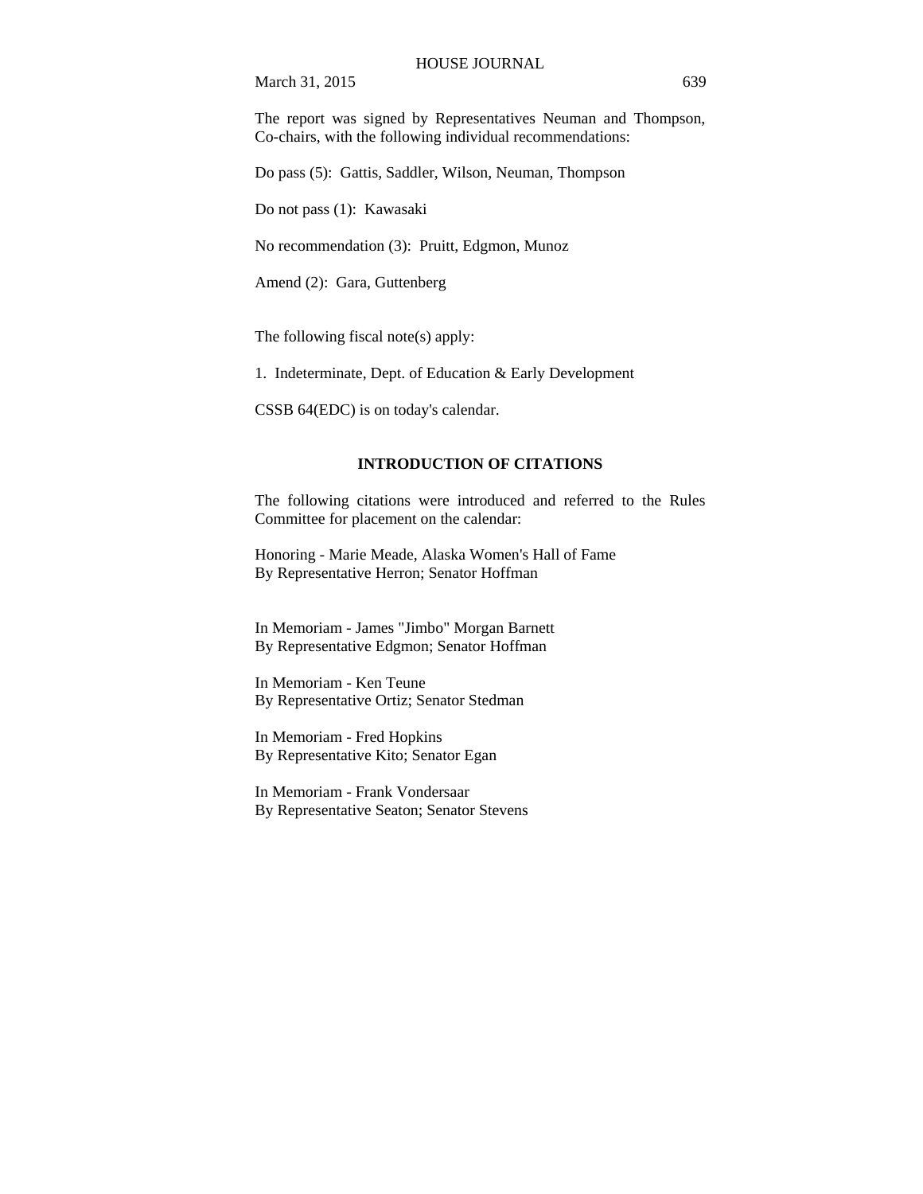The report was signed by Representatives Neuman and Thompson, Co-chairs, with the following individual recommendations:

Do pass (5): Gattis, Saddler, Wilson, Neuman, Thompson

Do not pass (1): Kawasaki

No recommendation (3): Pruitt, Edgmon, Munoz

Amend (2): Gara, Guttenberg

The following fiscal note(s) apply:

1. Indeterminate, Dept. of Education & Early Development

CSSB 64(EDC) is on today's calendar.

## INTRODUCTION OF CITATIONS

The following citations were introduced and referred to the Rules Committee for placement on the calendar:

Honoring - Marie Meade, Alaska Women's Hall of Fame
By Representative Herron; Senator Hoffman

In Memoriam - James "Jimbo" Morgan Barnett
By Representative Edgmon; Senator Hoffman

In Memoriam - Ken Teune
By Representative Ortiz; Senator Stedman

In Memoriam - Fred Hopkins
By Representative Kito; Senator Egan

In Memoriam - Frank Vondersaar
By Representative Seaton; Senator Stevens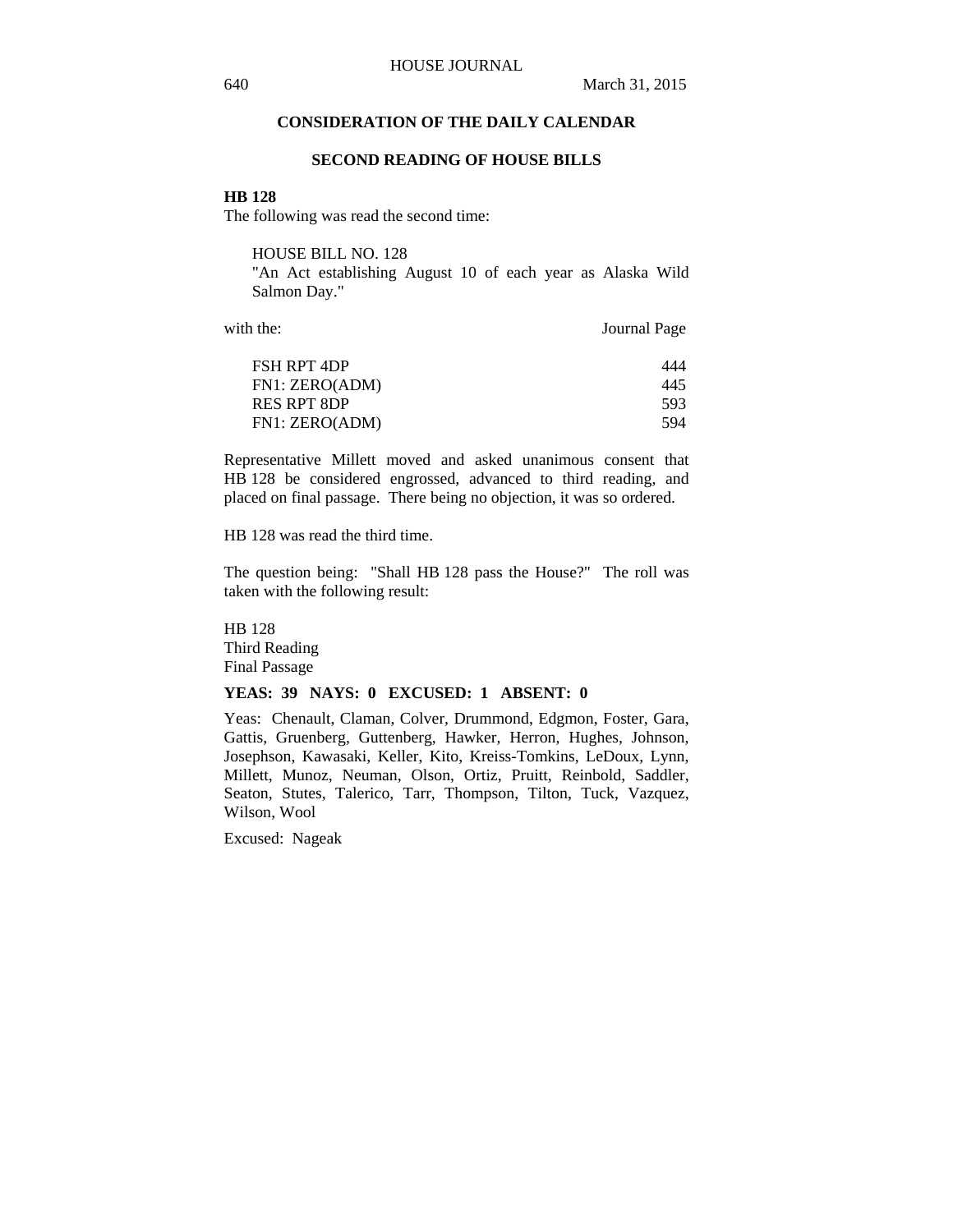## CONSIDERATION OF THE DAILY CALENDAR

### SECOND READING OF HOUSE BILLS

**HB 128**

The following was read the second time:

HOUSE BILL NO. 128
"An Act establishing August 10 of each year as Alaska Wild Salmon Day."

| with the: | Journal Page |
|---|---|
| FSH RPT 4DP | 444 |
| FN1: ZERO(ADM) | 445 |
| RES RPT 8DP | 593 |
| FN1: ZERO(ADM) | 594 |

Representative Millett moved and asked unanimous consent that HB 128 be considered engrossed, advanced to third reading, and placed on final passage. There being no objection, it was so ordered.

HB 128 was read the third time.

The question being: "Shall HB 128 pass the House?" The roll was taken with the following result:

HB 128
Third Reading
Final Passage

**YEAS: 39 NAYS: 0 EXCUSED: 1 ABSENT: 0**

Yeas: Chenault, Claman, Colver, Drummond, Edgmon, Foster, Gara, Gattis, Gruenberg, Guttenberg, Hawker, Herron, Hughes, Johnson, Josephson, Kawasaki, Keller, Kito, Kreiss-Tomkins, LeDoux, Lynn, Millett, Munoz, Neuman, Olson, Ortiz, Pruitt, Reinbold, Saddler, Seaton, Stutes, Talerico, Tarr, Thompson, Tilton, Tuck, Vazquez, Wilson, Wool

Excused: Nageak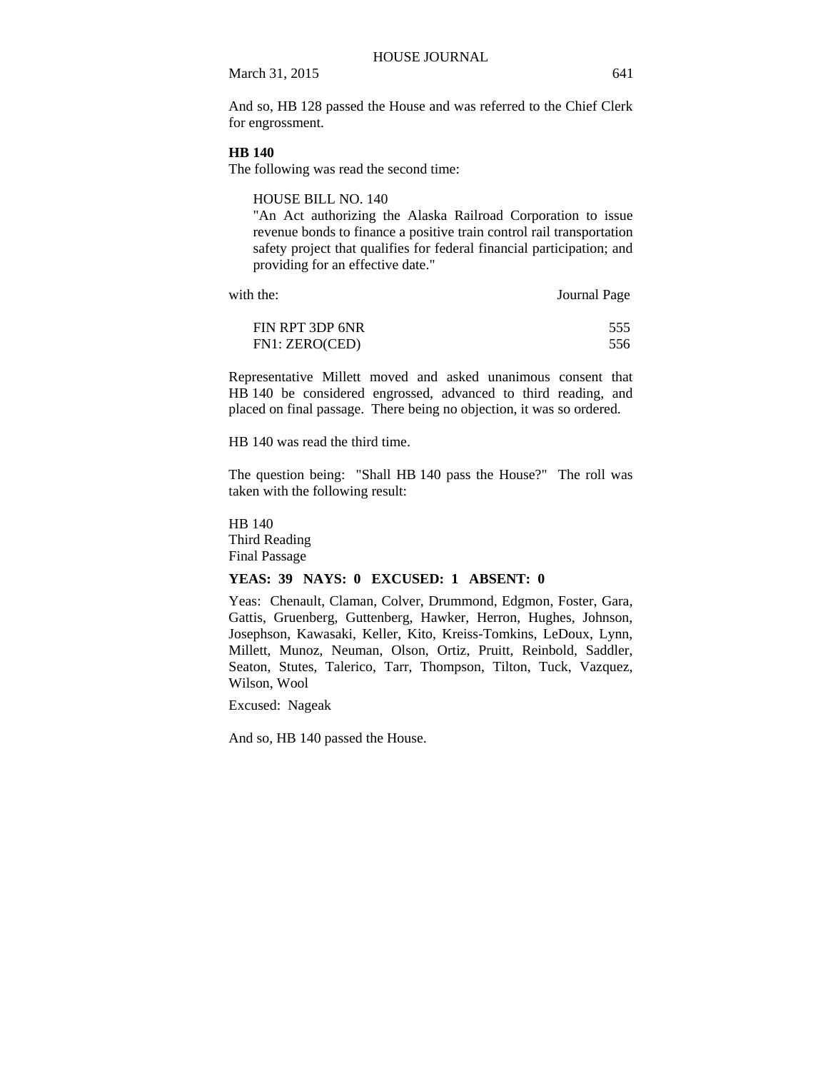And so, HB 128 passed the House and was referred to the Chief Clerk for engrossment.

**HB 140**

The following was read the second time:

HOUSE BILL NO. 140
"An Act authorizing the Alaska Railroad Corporation to issue revenue bonds to finance a positive train control rail transportation safety project that qualifies for federal financial participation; and providing for an effective date."

| with the: | Journal Page |
|---|---|
| FIN RPT 3DP 6NR | 555 |
| FN1: ZERO(CED) | 556 |

Representative Millett moved and asked unanimous consent that HB 140 be considered engrossed, advanced to third reading, and placed on final passage. There being no objection, it was so ordered.

HB 140 was read the third time.

The question being: "Shall HB 140 pass the House?" The roll was taken with the following result:

HB 140
Third Reading
Final Passage

**YEAS: 39 NAYS: 0 EXCUSED: 1 ABSENT: 0**

Yeas: Chenault, Claman, Colver, Drummond, Edgmon, Foster, Gara, Gattis, Gruenberg, Guttenberg, Hawker, Herron, Hughes, Johnson, Josephson, Kawasaki, Keller, Kito, Kreiss-Tomkins, LeDoux, Lynn, Millett, Munoz, Neuman, Olson, Ortiz, Pruitt, Reinbold, Saddler, Seaton, Stutes, Talerico, Tarr, Thompson, Tilton, Tuck, Vazquez, Wilson, Wool

Excused: Nageak

And so, HB 140 passed the House.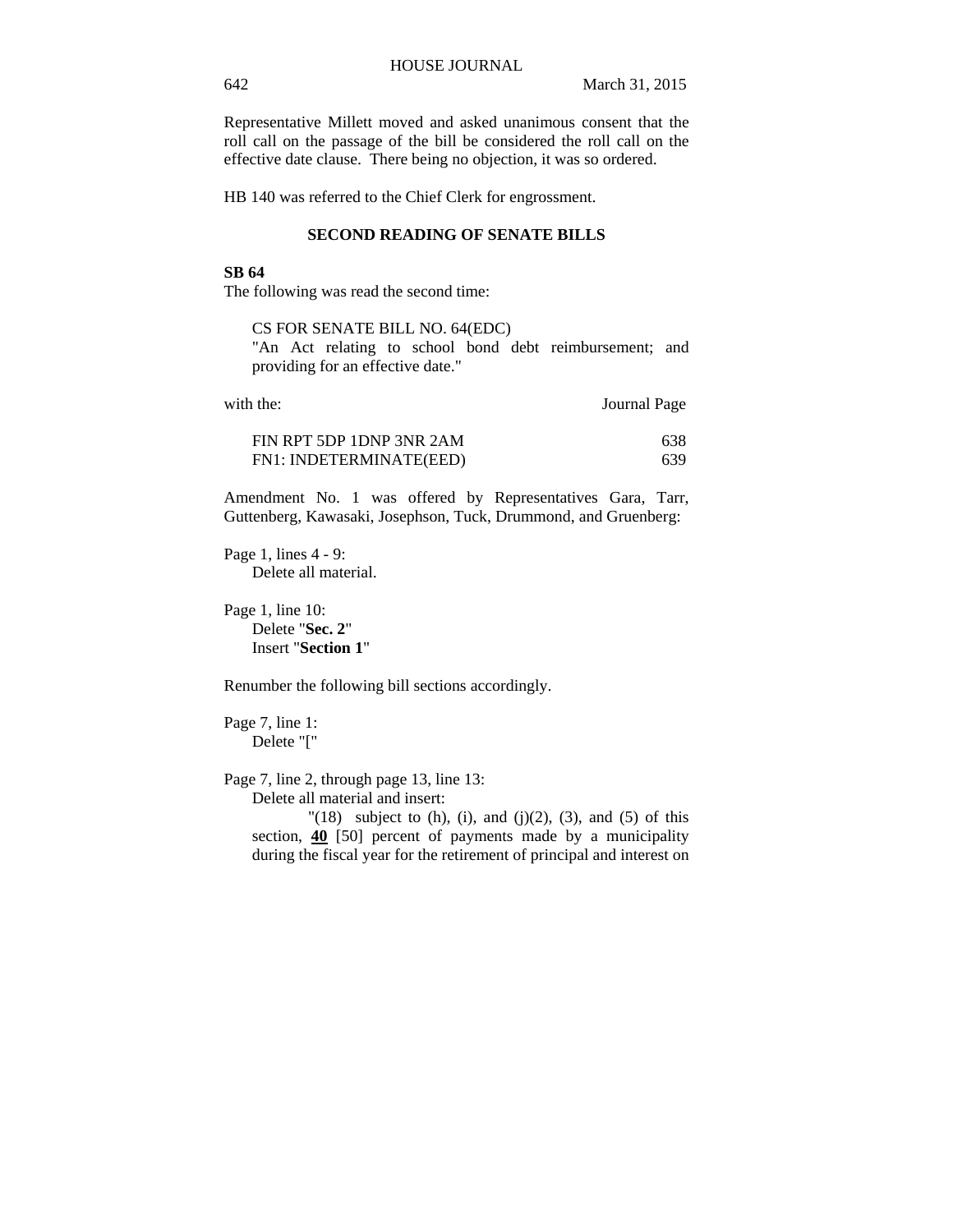Representative Millett moved and asked unanimous consent that the roll call on the passage of the bill be considered the roll call on the effective date clause. There being no objection, it was so ordered.

HB 140 was referred to the Chief Clerk for engrossment.

## SECOND READING OF SENATE BILLS

**SB 64**

The following was read the second time:

CS FOR SENATE BILL NO. 64(EDC)
"An Act relating to school bond debt reimbursement; and providing for an effective date."

| with the: | Journal Page |
|---|---|
| FIN RPT 5DP 1DNP 3NR 2AM | 638 |
| FN1: INDETERMINATE(EED) | 639 |

Amendment No. 1 was offered by Representatives Gara, Tarr, Guttenberg, Kawasaki, Josephson, Tuck, Drummond, and Gruenberg:

Page 1, lines 4 - 9:
Delete all material.

Page 1, line 10:
Delete "**Sec. 2**"
Insert "**Section 1**"

Renumber the following bill sections accordingly.

Page 7, line 1:
Delete "["

Page 7, line 2, through page 13, line 13:
Delete all material and insert:
"(18) subject to (h), (i), and (j)(2), (3), and (5) of this section, **40** [50] percent of payments made by a municipality during the fiscal year for the retirement of principal and interest on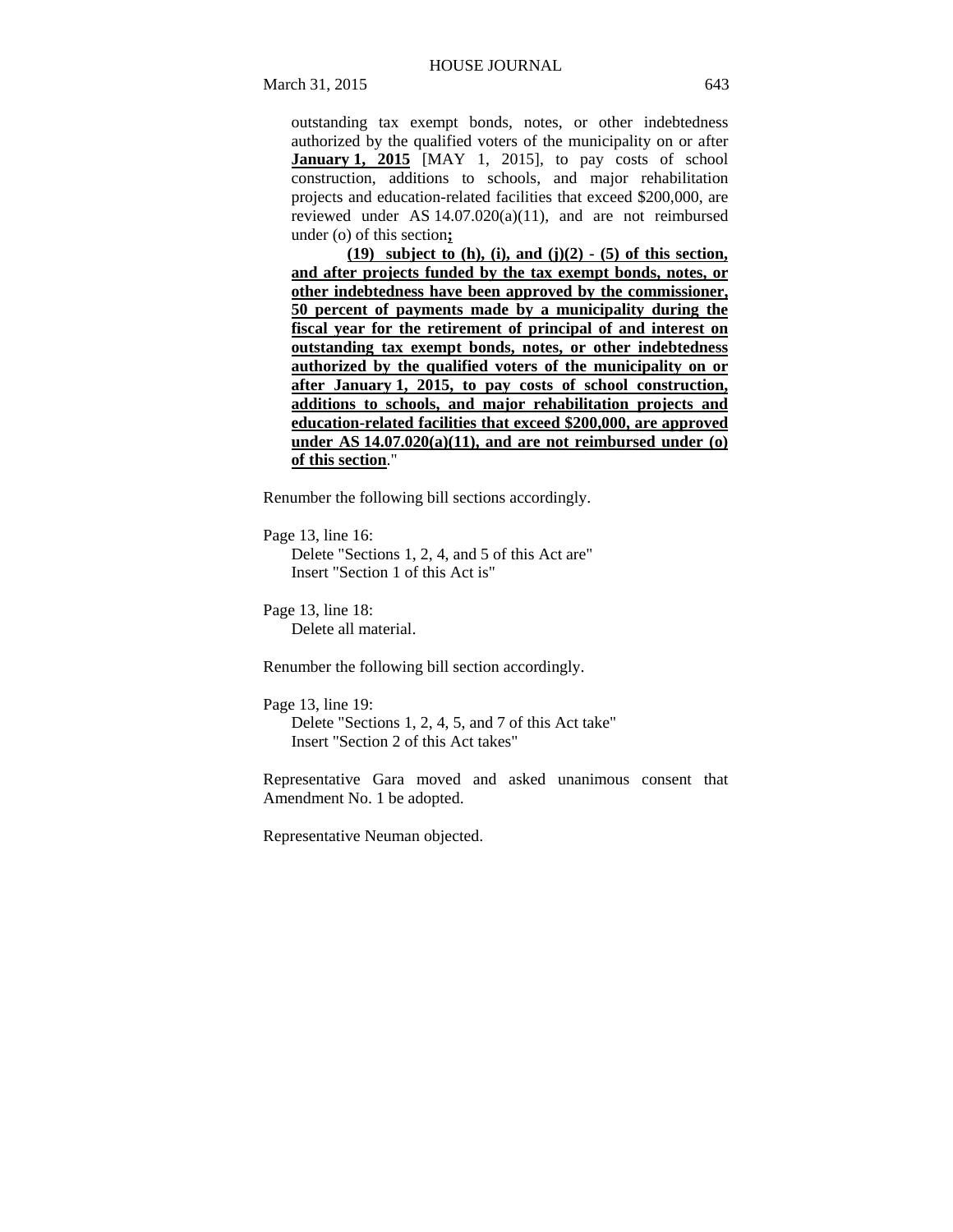outstanding tax exempt bonds, notes, or other indebtedness authorized by the qualified voters of the municipality on or after **January 1, 2015** [MAY 1, 2015], to pay costs of school construction, additions to schools, and major rehabilitation projects and education-related facilities that exceed $200,000, are reviewed under AS 14.07.020(a)(11), and are not reimbursed under (o) of this section**;**

**(19) subject to (h), (i), and (j)(2) - (5) of this section, and after projects funded by the tax exempt bonds, notes, or other indebtedness have been approved by the commissioner, 50 percent of payments made by a municipality during the fiscal year for the retirement of principal of and interest on outstanding tax exempt bonds, notes, or other indebtedness authorized by the qualified voters of the municipality on or after January 1, 2015, to pay costs of school construction, additions to schools, and major rehabilitation projects and education-related facilities that exceed $200,000, are approved under AS 14.07.020(a)(11), and are not reimbursed under (o) of this section**."

Renumber the following bill sections accordingly.

Page 13, line 16:
Delete "Sections 1, 2, 4, and 5 of this Act are"
Insert "Section 1 of this Act is"

Page 13, line 18:
Delete all material.

Renumber the following bill section accordingly.

Page 13, line 19:
Delete "Sections 1, 2, 4, 5, and 7 of this Act take"
Insert "Section 2 of this Act takes"

Representative Gara moved and asked unanimous consent that Amendment No. 1 be adopted.

Representative Neuman objected.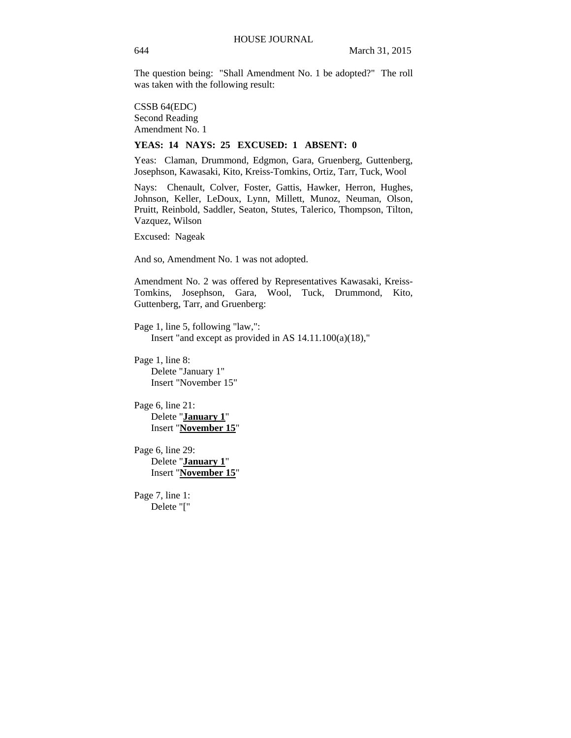The question being: "Shall Amendment No. 1 be adopted?" The roll was taken with the following result:

CSSB 64(EDC)
Second Reading
Amendment No. 1

**YEAS: 14 NAYS: 25 EXCUSED: 1 ABSENT: 0**

Yeas: Claman, Drummond, Edgmon, Gara, Gruenberg, Guttenberg, Josephson, Kawasaki, Kito, Kreiss-Tomkins, Ortiz, Tarr, Tuck, Wool

Nays: Chenault, Colver, Foster, Gattis, Hawker, Herron, Hughes, Johnson, Keller, LeDoux, Lynn, Millett, Munoz, Neuman, Olson, Pruitt, Reinbold, Saddler, Seaton, Stutes, Talerico, Thompson, Tilton, Vazquez, Wilson

Excused: Nageak

And so, Amendment No. 1 was not adopted.

Amendment No. 2 was offered by Representatives Kawasaki, Kreiss-Tomkins, Josephson, Gara, Wool, Tuck, Drummond, Kito, Guttenberg, Tarr, and Gruenberg:

Page 1, line 5, following "law,":
Insert "and except as provided in AS 14.11.100(a)(18),"

Page 1, line 8:
Delete "January 1"
Insert "November 15"

Page 6, line 21:
Delete "**January 1**"
Insert "**November 15**"

Page 6, line 29:
Delete "**January 1**"
Insert "**November 15**"

Page 7, line 1:
Delete "["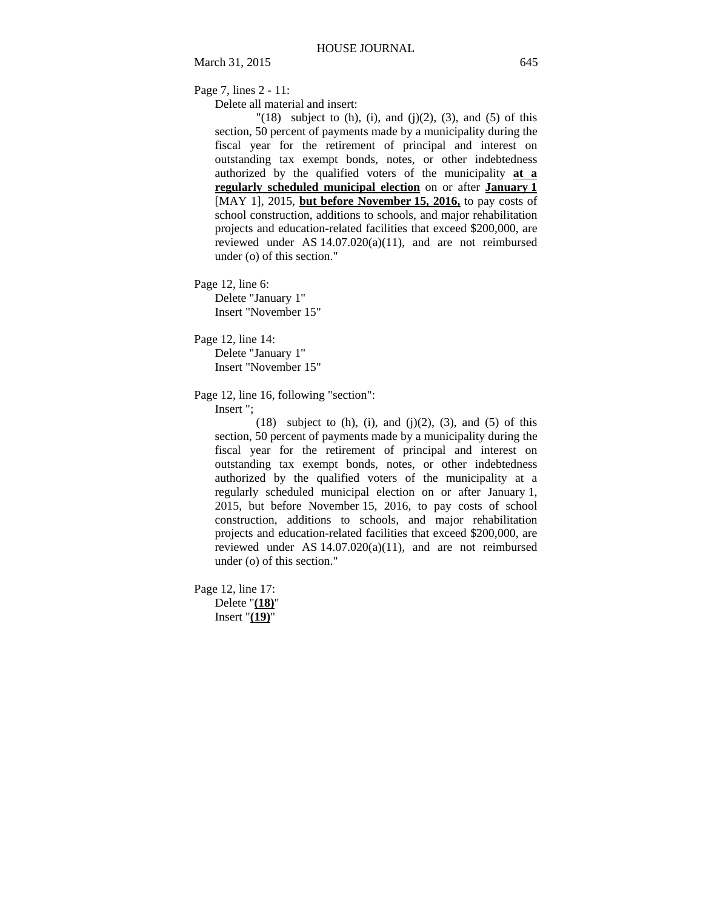Page 7, lines 2 - 11:

Delete all material and insert:

"(18) subject to (h), (i), and (j)(2), (3), and (5) of this section, 50 percent of payments made by a municipality during the fiscal year for the retirement of principal and interest on outstanding tax exempt bonds, notes, or other indebtedness authorized by the qualified voters of the municipality **at a regularly scheduled municipal election** on or after **January 1** [MAY 1], 2015, **but before November 15, 2016,** to pay costs of school construction, additions to schools, and major rehabilitation projects and education-related facilities that exceed $200,000, are reviewed under AS 14.07.020(a)(11), and are not reimbursed under (o) of this section."

Page 12, line 6:

Delete "January 1"
Insert "November 15"

Page 12, line 14:

Delete "January 1"
Insert "November 15"

Page 12, line 16, following "section":

Insert ";

(18) subject to (h), (i), and (j)(2), (3), and (5) of this section, 50 percent of payments made by a municipality during the fiscal year for the retirement of principal and interest on outstanding tax exempt bonds, notes, or other indebtedness authorized by the qualified voters of the municipality at a regularly scheduled municipal election on or after January 1, 2015, but before November 15, 2016, to pay costs of school construction, additions to schools, and major rehabilitation projects and education-related facilities that exceed $200,000, are reviewed under AS 14.07.020(a)(11), and are not reimbursed under (o) of this section."

Page 12, line 17:

Delete "**(18)**"
Insert "**(19)**"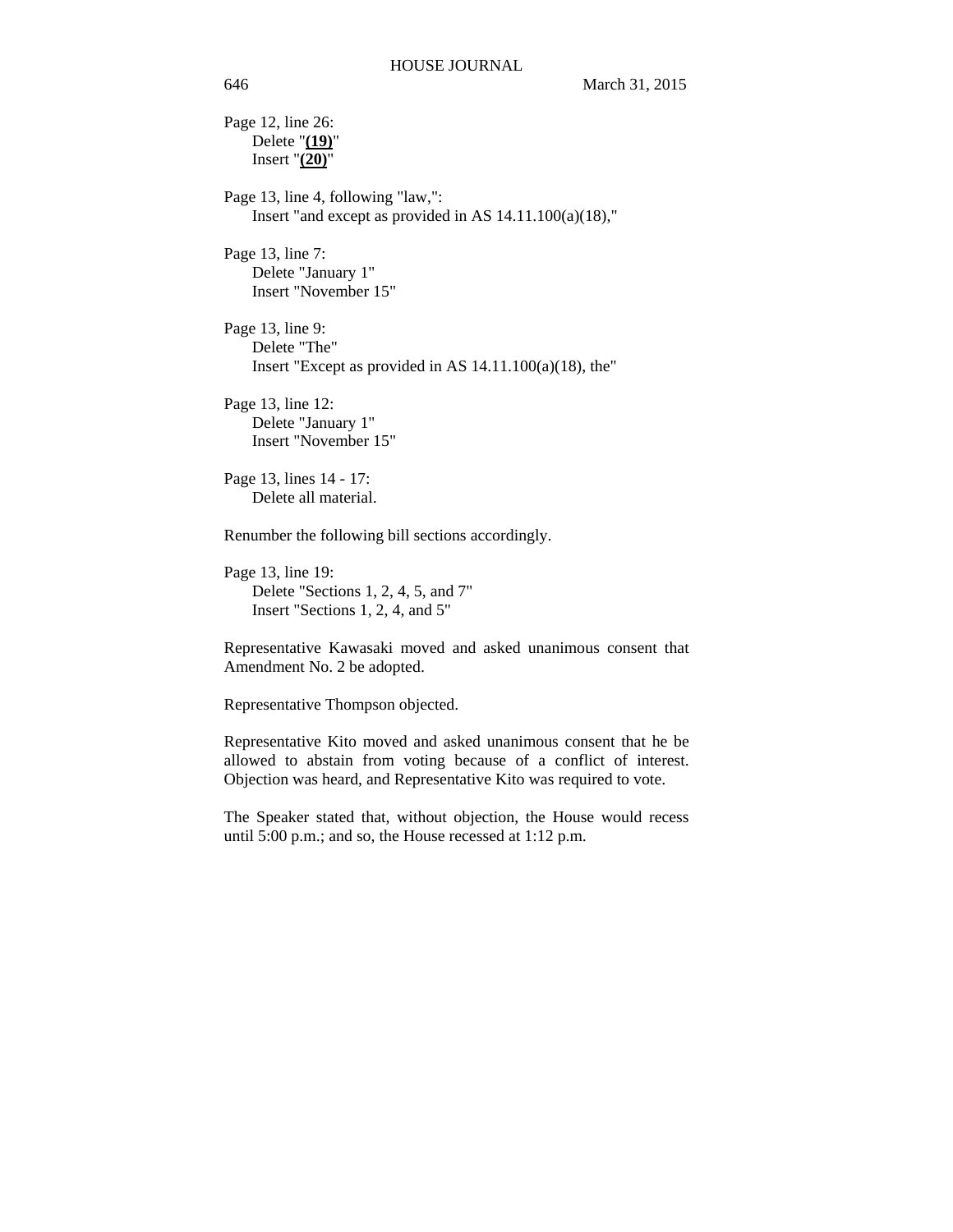Page 12, line 26:
Delete "**(19)**"
Insert "**(20)**"

Page 13, line 4, following "law,":
Insert "and except as provided in AS 14.11.100(a)(18),"

Page 13, line 7:
Delete "January 1"
Insert "November 15"

Page 13, line 9:
Delete "The"
Insert "Except as provided in AS 14.11.100(a)(18), the"

Page 13, line 12:
Delete "January 1"
Insert "November 15"

Page 13, lines 14 - 17:
Delete all material.

Renumber the following bill sections accordingly.

Page 13, line 19:
Delete "Sections 1, 2, 4, 5, and 7"
Insert "Sections 1, 2, 4, and 5"

Representative Kawasaki moved and asked unanimous consent that Amendment No. 2 be adopted.

Representative Thompson objected.

Representative Kito moved and asked unanimous consent that he be allowed to abstain from voting because of a conflict of interest. Objection was heard, and Representative Kito was required to vote.

The Speaker stated that, without objection, the House would recess until 5:00 p.m.; and so, the House recessed at 1:12 p.m.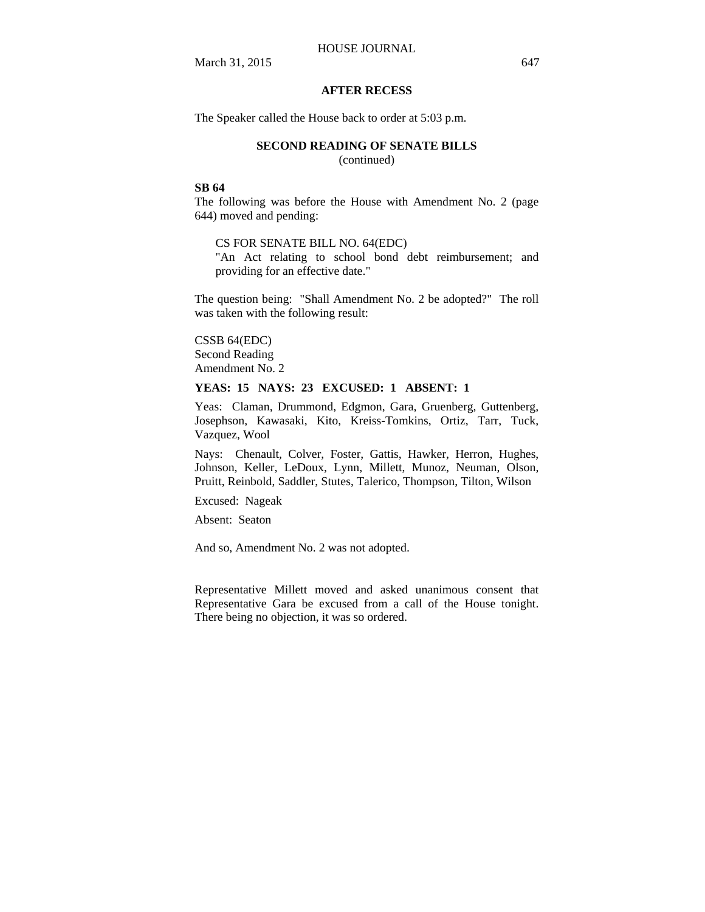**AFTER RECESS**

The Speaker called the House back to order at 5:03 p.m.

**SECOND READING OF SENATE BILLS**
(continued)

**SB 64**

The following was before the House with Amendment No. 2 (page 644) moved and pending:

> CS FOR SENATE BILL NO. 64(EDC)
> "An Act relating to school bond debt reimbursement; and providing for an effective date."

The question being: "Shall Amendment No. 2 be adopted?" The roll was taken with the following result:

CSSB 64(EDC)
Second Reading
Amendment No. 2

**YEAS: 15 NAYS: 23 EXCUSED: 1 ABSENT: 1**

Yeas: Claman, Drummond, Edgmon, Gara, Gruenberg, Guttenberg, Josephson, Kawasaki, Kito, Kreiss-Tomkins, Ortiz, Tarr, Tuck, Vazquez, Wool

Nays: Chenault, Colver, Foster, Gattis, Hawker, Herron, Hughes, Johnson, Keller, LeDoux, Lynn, Millett, Munoz, Neuman, Olson, Pruitt, Reinbold, Saddler, Stutes, Talerico, Thompson, Tilton, Wilson

Excused: Nageak

Absent: Seaton

And so, Amendment No. 2 was not adopted.

Representative Millett moved and asked unanimous consent that Representative Gara be excused from a call of the House tonight. There being no objection, it was so ordered.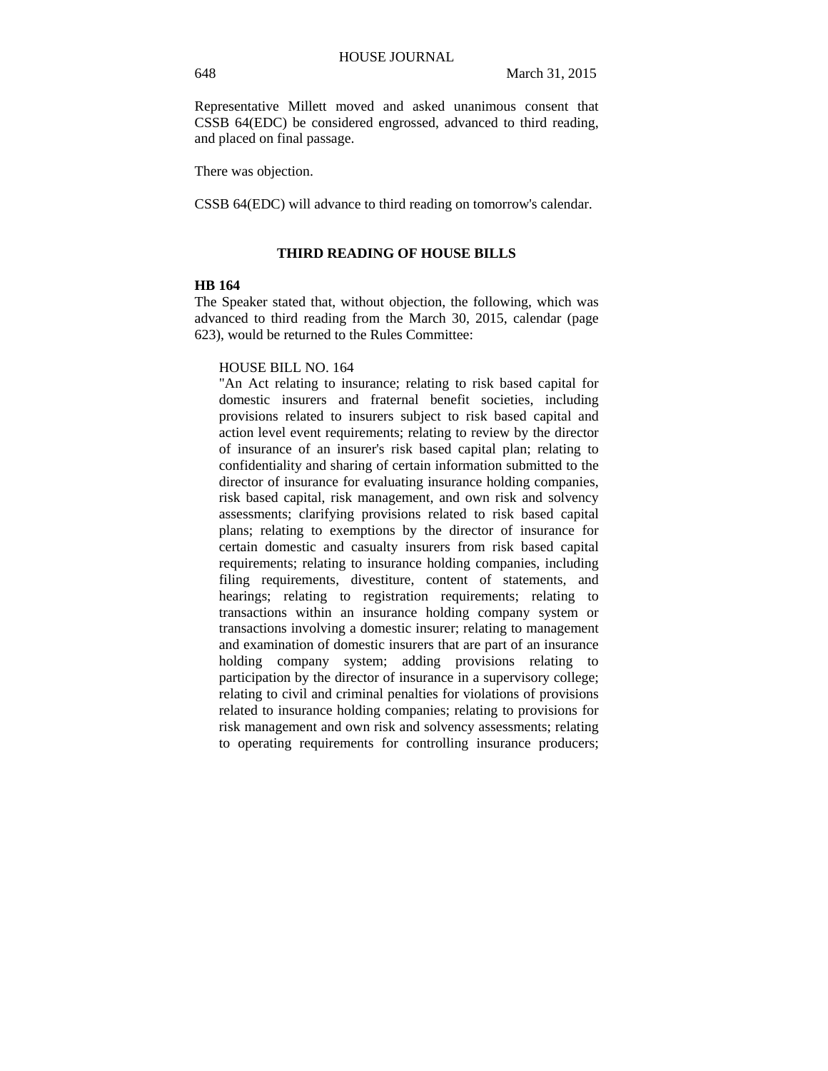Representative Millett moved and asked unanimous consent that CSSB 64(EDC) be considered engrossed, advanced to third reading, and placed on final passage.

There was objection.

CSSB 64(EDC) will advance to third reading on tomorrow's calendar.

## THIRD READING OF HOUSE BILLS

**HB 164**

The Speaker stated that, without objection, the following, which was advanced to third reading from the March 30, 2015, calendar (page 623), would be returned to the Rules Committee:

> HOUSE BILL NO. 164
>
> "An Act relating to insurance; relating to risk based capital for domestic insurers and fraternal benefit societies, including provisions related to insurers subject to risk based capital and action level event requirements; relating to review by the director of insurance of an insurer's risk based capital plan; relating to confidentiality and sharing of certain information submitted to the director of insurance for evaluating insurance holding companies, risk based capital, risk management, and own risk and solvency assessments; clarifying provisions related to risk based capital plans; relating to exemptions by the director of insurance for certain domestic and casualty insurers from risk based capital requirements; relating to insurance holding companies, including filing requirements, divestiture, content of statements, and hearings; relating to registration requirements; relating to transactions within an insurance holding company system or transactions involving a domestic insurer; relating to management and examination of domestic insurers that are part of an insurance holding company system; adding provisions relating to participation by the director of insurance in a supervisory college; relating to civil and criminal penalties for violations of provisions related to insurance holding companies; relating to provisions for risk management and own risk and solvency assessments; relating to operating requirements for controlling insurance producers;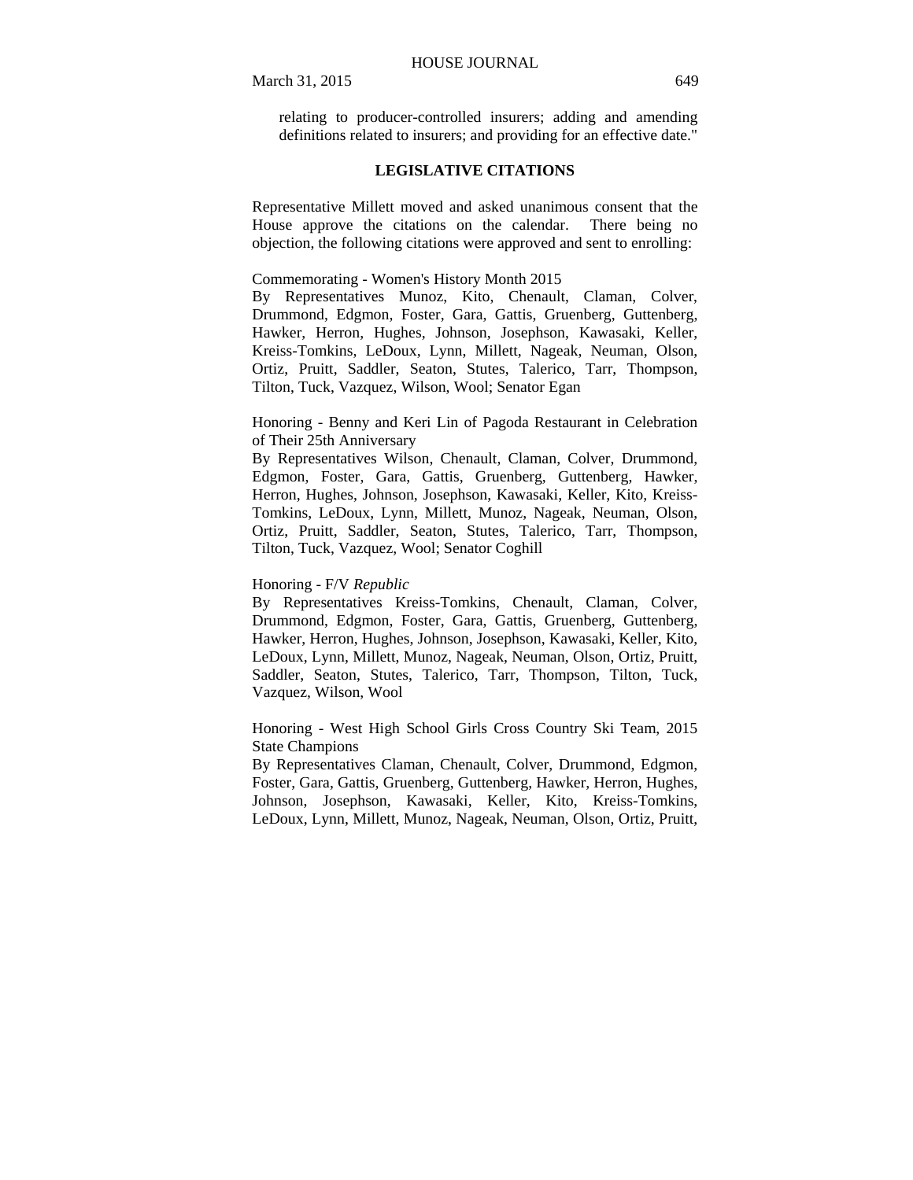relating to producer-controlled insurers; adding and amending definitions related to insurers; and providing for an effective date."

## LEGISLATIVE CITATIONS

Representative Millett moved and asked unanimous consent that the House approve the citations on the calendar. There being no objection, the following citations were approved and sent to enrolling:

Commemorating - Women's History Month 2015
By Representatives Munoz, Kito, Chenault, Claman, Colver, Drummond, Edgmon, Foster, Gara, Gattis, Gruenberg, Guttenberg, Hawker, Herron, Hughes, Johnson, Josephson, Kawasaki, Keller, Kreiss-Tomkins, LeDoux, Lynn, Millett, Nageak, Neuman, Olson, Ortiz, Pruitt, Saddler, Seaton, Stutes, Talerico, Tarr, Thompson, Tilton, Tuck, Vazquez, Wilson, Wool; Senator Egan

Honoring - Benny and Keri Lin of Pagoda Restaurant in Celebration of Their 25th Anniversary
By Representatives Wilson, Chenault, Claman, Colver, Drummond, Edgmon, Foster, Gara, Gattis, Gruenberg, Guttenberg, Hawker, Herron, Hughes, Johnson, Josephson, Kawasaki, Keller, Kito, Kreiss-Tomkins, LeDoux, Lynn, Millett, Munoz, Nageak, Neuman, Olson, Ortiz, Pruitt, Saddler, Seaton, Stutes, Talerico, Tarr, Thompson, Tilton, Tuck, Vazquez, Wool; Senator Coghill

Honoring - F/V *Republic*
By Representatives Kreiss-Tomkins, Chenault, Claman, Colver, Drummond, Edgmon, Foster, Gara, Gattis, Gruenberg, Guttenberg, Hawker, Herron, Hughes, Johnson, Josephson, Kawasaki, Keller, Kito, LeDoux, Lynn, Millett, Munoz, Nageak, Neuman, Olson, Ortiz, Pruitt, Saddler, Seaton, Stutes, Talerico, Tarr, Thompson, Tilton, Tuck, Vazquez, Wilson, Wool

Honoring - West High School Girls Cross Country Ski Team, 2015 State Champions
By Representatives Claman, Chenault, Colver, Drummond, Edgmon, Foster, Gara, Gattis, Gruenberg, Guttenberg, Hawker, Herron, Hughes, Johnson, Josephson, Kawasaki, Keller, Kito, Kreiss-Tomkins, LeDoux, Lynn, Millett, Munoz, Nageak, Neuman, Olson, Ortiz, Pruitt,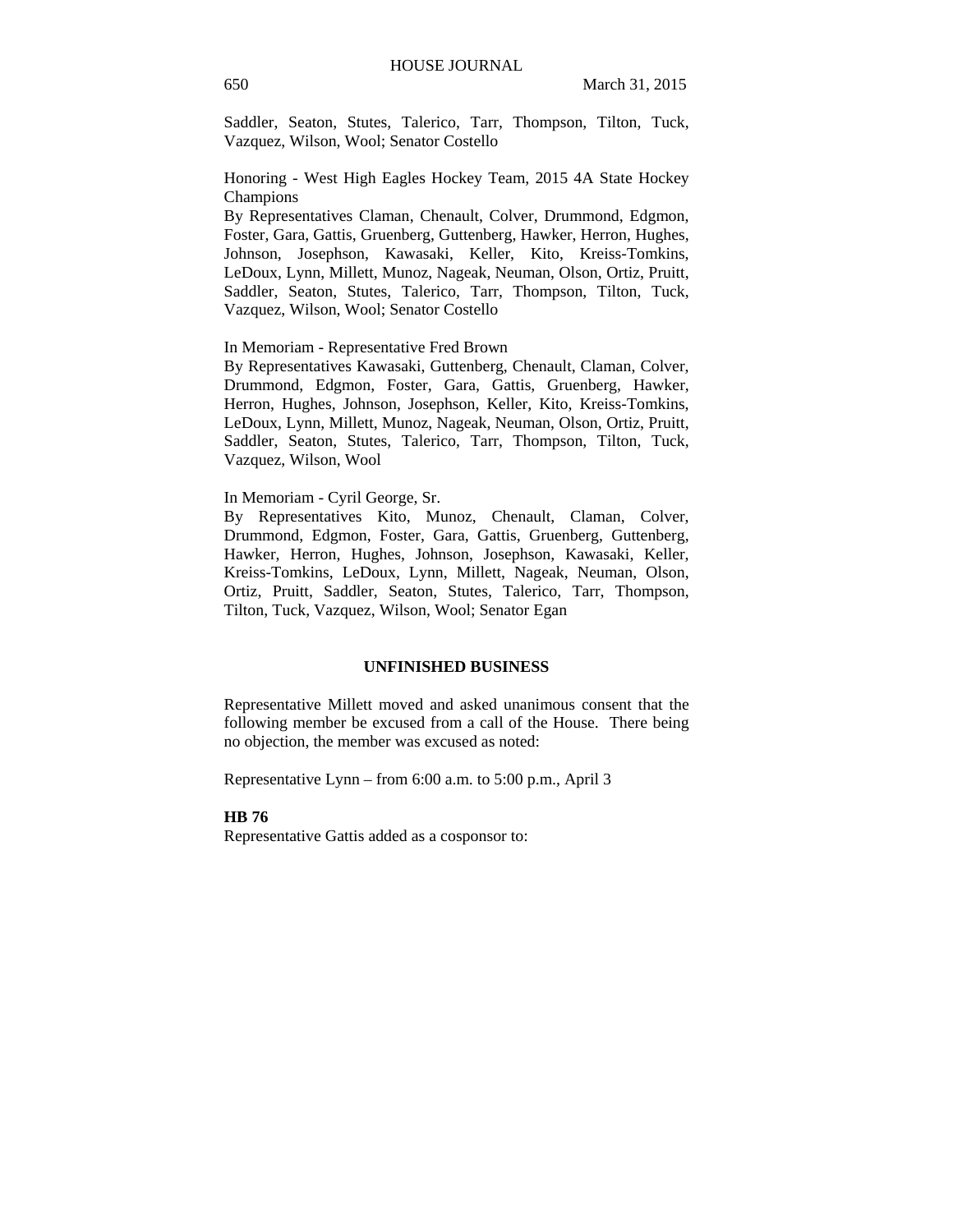Saddler, Seaton, Stutes, Talerico, Tarr, Thompson, Tilton, Tuck, Vazquez, Wilson, Wool; Senator Costello

Honoring - West High Eagles Hockey Team, 2015 4A State Hockey Champions
By Representatives Claman, Chenault, Colver, Drummond, Edgmon, Foster, Gara, Gattis, Gruenberg, Guttenberg, Hawker, Herron, Hughes, Johnson, Josephson, Kawasaki, Keller, Kito, Kreiss-Tomkins, LeDoux, Lynn, Millett, Munoz, Nageak, Neuman, Olson, Ortiz, Pruitt, Saddler, Seaton, Stutes, Talerico, Tarr, Thompson, Tilton, Tuck, Vazquez, Wilson, Wool; Senator Costello

In Memoriam - Representative Fred Brown
By Representatives Kawasaki, Guttenberg, Chenault, Claman, Colver, Drummond, Edgmon, Foster, Gara, Gattis, Gruenberg, Hawker, Herron, Hughes, Johnson, Josephson, Keller, Kito, Kreiss-Tomkins, LeDoux, Lynn, Millett, Munoz, Nageak, Neuman, Olson, Ortiz, Pruitt, Saddler, Seaton, Stutes, Talerico, Tarr, Thompson, Tilton, Tuck, Vazquez, Wilson, Wool

In Memoriam - Cyril George, Sr.
By Representatives Kito, Munoz, Chenault, Claman, Colver, Drummond, Edgmon, Foster, Gara, Gattis, Gruenberg, Guttenberg, Hawker, Herron, Hughes, Johnson, Josephson, Kawasaki, Keller, Kreiss-Tomkins, LeDoux, Lynn, Millett, Nageak, Neuman, Olson, Ortiz, Pruitt, Saddler, Seaton, Stutes, Talerico, Tarr, Thompson, Tilton, Tuck, Vazquez, Wilson, Wool; Senator Egan

## UNFINISHED BUSINESS

Representative Millett moved and asked unanimous consent that the following member be excused from a call of the House. There being no objection, the member was excused as noted:

Representative Lynn – from 6:00 a.m. to 5:00 p.m., April 3

**HB 76**
Representative Gattis added as a cosponsor to: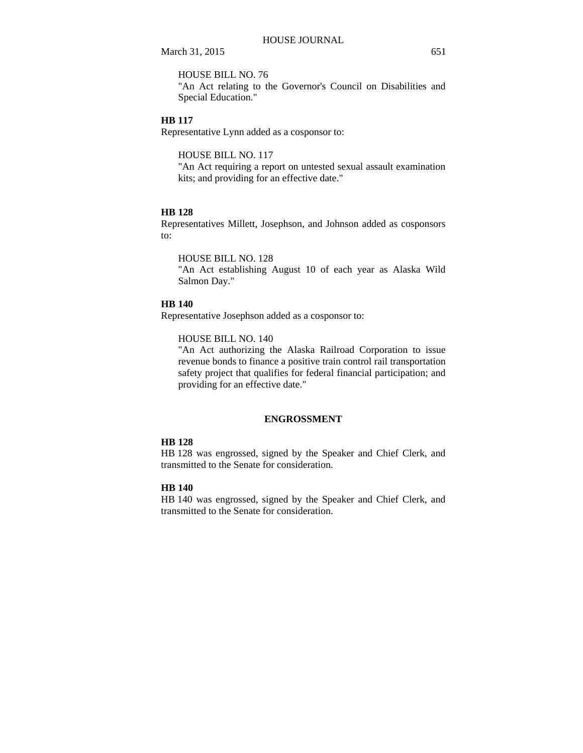HOUSE BILL NO. 76
"An Act relating to the Governor's Council on Disabilities and Special Education."

**HB 117**
Representative Lynn added as a cosponsor to:

HOUSE BILL NO. 117
"An Act requiring a report on untested sexual assault examination kits; and providing for an effective date."

**HB 128**
Representatives Millett, Josephson, and Johnson added as cosponsors to:

HOUSE BILL NO. 128
"An Act establishing August 10 of each year as Alaska Wild Salmon Day."

**HB 140**
Representative Josephson added as a cosponsor to:

HOUSE BILL NO. 140
"An Act authorizing the Alaska Railroad Corporation to issue revenue bonds to finance a positive train control rail transportation safety project that qualifies for federal financial participation; and providing for an effective date."

## ENGROSSMENT

**HB 128**
HB 128 was engrossed, signed by the Speaker and Chief Clerk, and transmitted to the Senate for consideration.

**HB 140**
HB 140 was engrossed, signed by the Speaker and Chief Clerk, and transmitted to the Senate for consideration.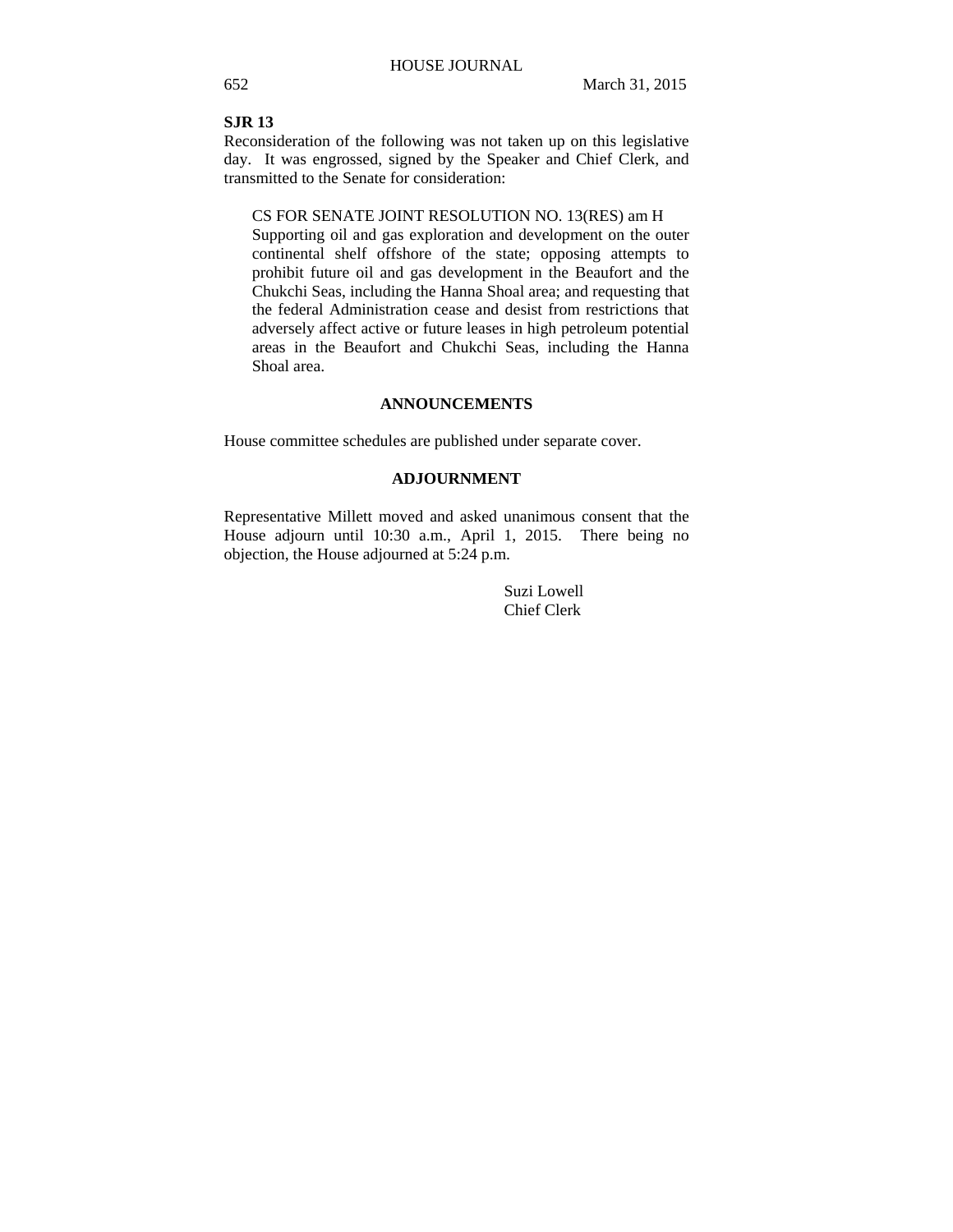**SJR 13**

Reconsideration of the following was not taken up on this legislative day. It was engrossed, signed by the Speaker and Chief Clerk, and transmitted to the Senate for consideration:

> CS FOR SENATE JOINT RESOLUTION NO. 13(RES) am H
> Supporting oil and gas exploration and development on the outer continental shelf offshore of the state; opposing attempts to prohibit future oil and gas development in the Beaufort and the Chukchi Seas, including the Hanna Shoal area; and requesting that the federal Administration cease and desist from restrictions that adversely affect active or future leases in high petroleum potential areas in the Beaufort and Chukchi Seas, including the Hanna Shoal area.

## ANNOUNCEMENTS

House committee schedules are published under separate cover.

## ADJOURNMENT

Representative Millett moved and asked unanimous consent that the House adjourn until 10:30 a.m., April 1, 2015. There being no objection, the House adjourned at 5:24 p.m.

Suzi Lowell
Chief Clerk